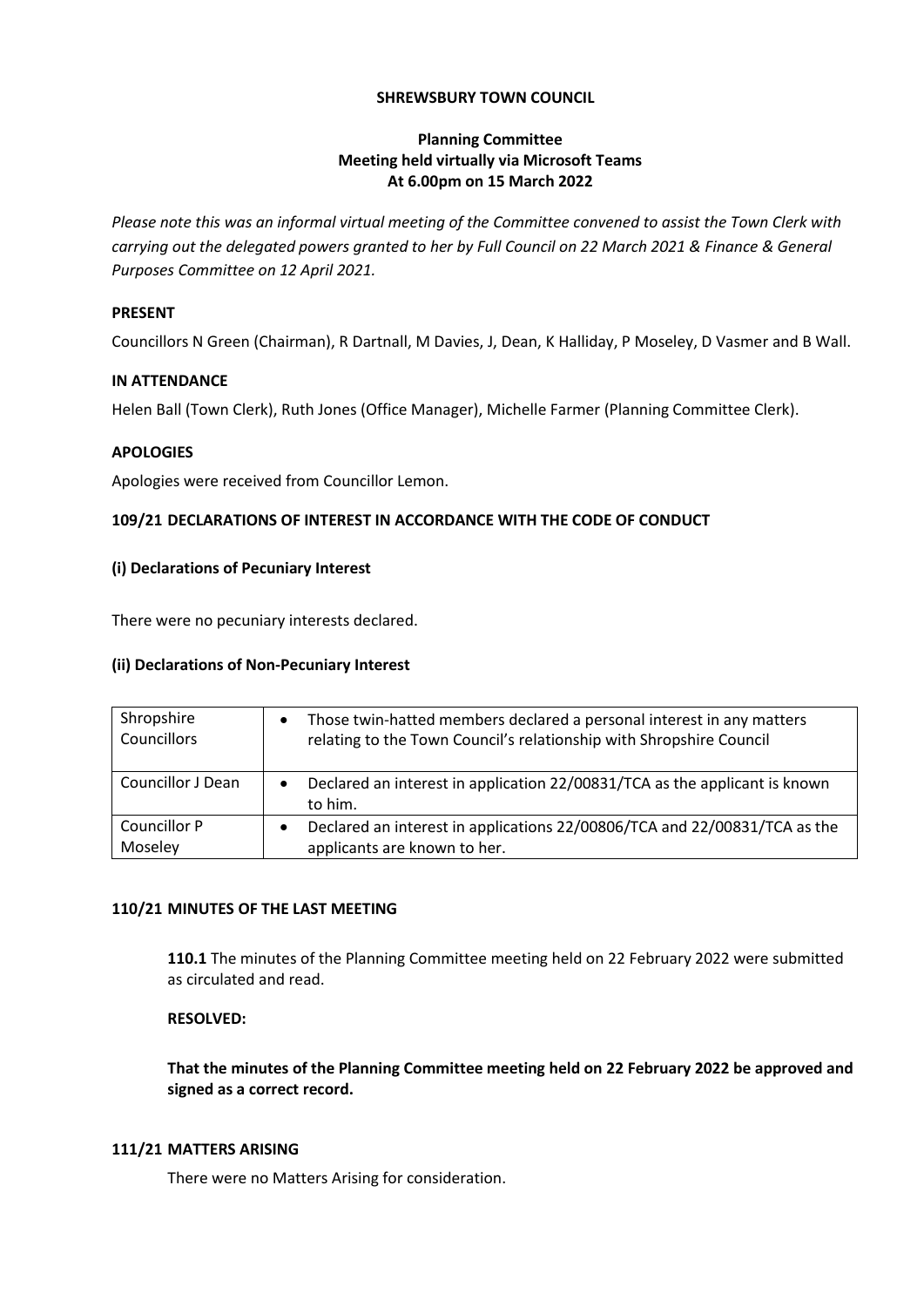**SHREWSBURY TOWN COUNCIL**

**Planning Committee**
**Meeting held virtually via Microsoft Teams**
**At 6.00pm on 15 March 2022**

*Please note this was an informal virtual meeting of the Committee convened to assist the Town Clerk with carrying out the delegated powers granted to her by Full Council on 22 March 2021 & Finance & General Purposes Committee on 12 April 2021.*

**PRESENT**

Councillors N Green (Chairman), R Dartnall, M Davies, J, Dean, K Halliday, P Moseley, D Vasmer and B Wall.

**IN ATTENDANCE**

Helen Ball (Town Clerk), Ruth Jones (Office Manager), Michelle Farmer (Planning Committee Clerk).

**APOLOGIES**

Apologies were received from Councillor Lemon.

**109/21 DECLARATIONS OF INTEREST IN ACCORDANCE WITH THE CODE OF CONDUCT**

**(i) Declarations of Pecuniary Interest**

There were no pecuniary interests declared.

**(ii) Declarations of Non-Pecuniary Interest**

| | |
|---|---|
| Shropshire Councillors | • Those twin-hatted members declared a personal interest in any matters relating to the Town Council's relationship with Shropshire Council |
| Councillor J Dean | • Declared an interest in application 22/00831/TCA as the applicant is known to him. |
| Councillor P Moseley | • Declared an interest in applications 22/00806/TCA and 22/00831/TCA as the applicants are known to her. |

**110/21 MINUTES OF THE LAST MEETING**

**110.1** The minutes of the Planning Committee meeting held on 22 February 2022 were submitted as circulated and read.

**RESOLVED:**

**That the minutes of the Planning Committee meeting held on 22 February 2022 be approved and signed as a correct record.**

**111/21 MATTERS ARISING**

There were no Matters Arising for consideration.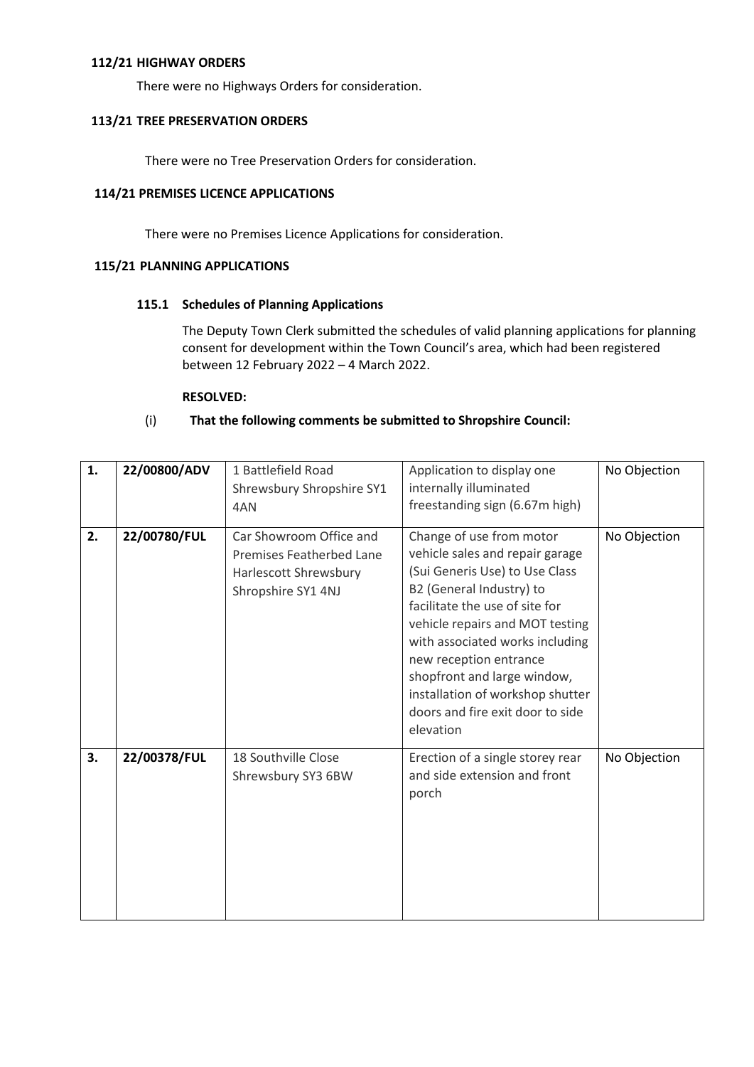### 112/21 HIGHWAY ORDERS

There were no Highways Orders for consideration.

### 113/21 TREE PRESERVATION ORDERS

There were no Tree Preservation Orders for consideration.

### 114/21 PREMISES LICENCE APPLICATIONS

There were no Premises Licence Applications for consideration.

### 115/21 PLANNING APPLICATIONS

#### 115.1 Schedules of Planning Applications

The Deputy Town Clerk submitted the schedules of valid planning applications for planning consent for development within the Town Council's area, which had been registered between 12 February 2022 – 4 March 2022.

**RESOLVED:**

(i) **That the following comments be submitted to Shropshire Council:**

| | | | | |
|---|---|---|---|---|
| **1.** | **22/00800/ADV** | 1 Battlefield Road Shrewsbury Shropshire SY1 4AN | Application to display one internally illuminated freestanding sign (6.67m high) | No Objection |
| **2.** | **22/00780/FUL** | Car Showroom Office and Premises Featherbed Lane Harlescott Shrewsbury Shropshire SY1 4NJ | Change of use from motor vehicle sales and repair garage (Sui Generis Use) to Use Class B2 (General Industry) to facilitate the use of site for vehicle repairs and MOT testing with associated works including new reception entrance shopfront and large window, installation of workshop shutter doors and fire exit door to side elevation | No Objection |
| **3.** | **22/00378/FUL** | 18 Southville Close Shrewsbury SY3 6BW | Erection of a single storey rear and side extension and front porch | No Objection |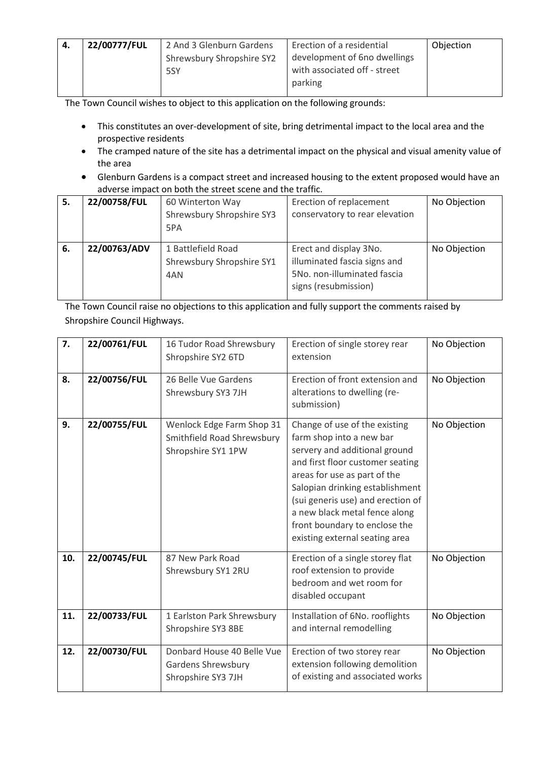| 4. | 22/00777/FUL | 2 And 3 Glenburn Gardens Shrewsbury Shropshire SY2 5SY | Erection of a residential development of 6no dwellings with associated off - street parking | Objection |
|---|---|---|---|---|

The Town Council wishes to object to this application on the following grounds:

- This constitutes an over-development of site, bring detrimental impact to the local area and the prospective residents
- The cramped nature of the site has a detrimental impact on the physical and visual amenity value of the area
- Glenburn Gardens is a compact street and increased housing to the extent proposed would have an adverse impact on both the street scene and the traffic.

| 5. | 22/00758/FUL | 60 Winterton Way Shrewsbury Shropshire SY3 5PA | Erection of replacement conservatory to rear elevation | No Objection |
|---|---|---|---|---|
| 6. | 22/00763/ADV | 1 Battlefield Road Shrewsbury Shropshire SY1 4AN | Erect and display 3No. illuminated fascia signs and 5No. non-illuminated fascia signs (resubmission) | No Objection |

The Town Council raise no objections to this application and fully support the comments raised by Shropshire Council Highways.

| 7. | 22/00761/FUL | 16 Tudor Road Shrewsbury Shropshire SY2 6TD | Erection of single storey rear extension | No Objection |
|---|---|---|---|---|
| 8. | 22/00756/FUL | 26 Belle Vue Gardens Shrewsbury SY3 7JH | Erection of front extension and alterations to dwelling (re-submission) | No Objection |
| 9. | 22/00755/FUL | Wenlock Edge Farm Shop 31 Smithfield Road Shrewsbury Shropshire SY1 1PW | Change of use of the existing farm shop into a new bar servery and additional ground and first floor customer seating areas for use as part of the Salopian drinking establishment (sui generis use) and erection of a new black metal fence along front boundary to enclose the existing external seating area | No Objection |
| 10. | 22/00745/FUL | 87 New Park Road Shrewsbury SY1 2RU | Erection of a single storey flat roof extension to provide bedroom and wet room for disabled occupant | No Objection |
| 11. | 22/00733/FUL | 1 Earlston Park Shrewsbury Shropshire SY3 8BE | Installation of 6No. rooflights and internal remodelling | No Objection |
| 12. | 22/00730/FUL | Donbard House 40 Belle Vue Gardens Shrewsbury Shropshire SY3 7JH | Erection of two storey rear extension following demolition of existing and associated works | No Objection |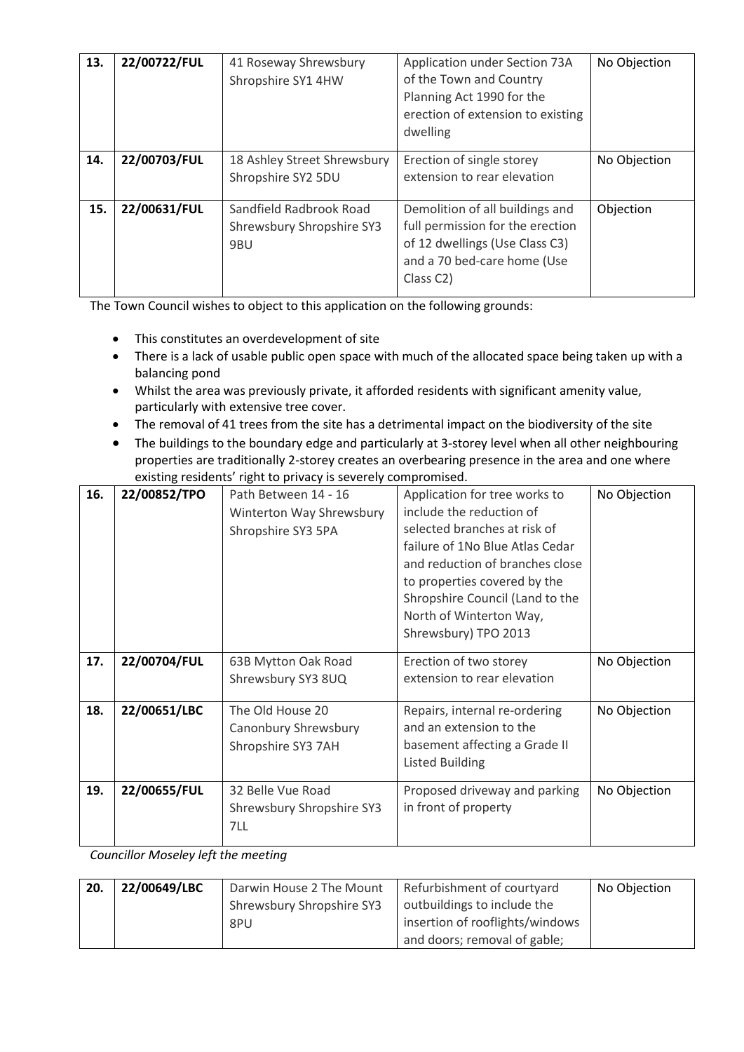| 13. | 22/00722/FUL | 41 Roseway Shrewsbury Shropshire SY1 4HW | Application under Section 73A of the Town and Country Planning Act 1990 for the erection of extension to existing dwelling | No Objection |
|---|---|---|---|---|
| 14. | 22/00703/FUL | 18 Ashley Street Shrewsbury Shropshire SY2 5DU | Erection of single storey extension to rear elevation | No Objection |
| 15. | 22/00631/FUL | Sandfield Radbrook Road Shrewsbury Shropshire SY3 9BU | Demolition of all buildings and full permission for the erection of 12 dwellings (Use Class C3) and a 70 bed-care home (Use Class C2) | Objection |

The Town Council wishes to object to this application on the following grounds:

- This constitutes an overdevelopment of site
- There is a lack of usable public open space with much of the allocated space being taken up with a balancing pond
- Whilst the area was previously private, it afforded residents with significant amenity value, particularly with extensive tree cover.
- The removal of 41 trees from the site has a detrimental impact on the biodiversity of the site
- The buildings to the boundary edge and particularly at 3-storey level when all other neighbouring properties are traditionally 2-storey creates an overbearing presence in the area and one where existing residents' right to privacy is severely compromised.

| 16. | 22/00852/TPO | Path Between 14 - 16 Winterton Way Shrewsbury Shropshire SY3 5PA | Application for tree works to include the reduction of selected branches at risk of failure of 1No Blue Atlas Cedar and reduction of branches close to properties covered by the Shropshire Council (Land to the North of Winterton Way, Shrewsbury) TPO 2013 | No Objection |
|---|---|---|---|---|
| 17. | 22/00704/FUL | 63B Mytton Oak Road Shrewsbury SY3 8UQ | Erection of two storey extension to rear elevation | No Objection |
| 18. | 22/00651/LBC | The Old House 20 Canonbury Shrewsbury Shropshire SY3 7AH | Repairs, internal re-ordering and an extension to the basement affecting a Grade II Listed Building | No Objection |
| 19. | 22/00655/FUL | 32 Belle Vue Road Shrewsbury Shropshire SY3 7LL | Proposed driveway and parking in front of property | No Objection |

*Councillor Moseley left the meeting*

| 20. | 22/00649/LBC | Darwin House 2 The Mount Shrewsbury Shropshire SY3 8PU | Refurbishment of courtyard outbuildings to include the insertion of rooflights/windows and doors; removal of gable; | No Objection |
|---|---|---|---|---|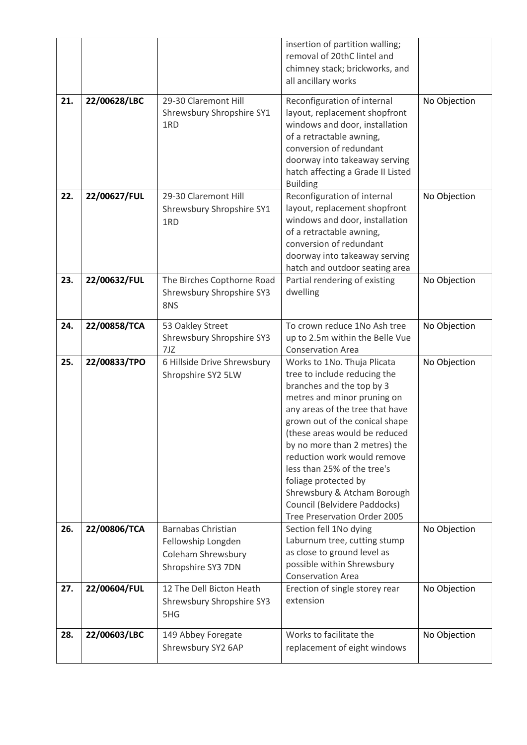| | | | insertion of partition walling; removal of 20thC lintel and chimney stack; brickworks, and all ancillary works | |
|---|---|---|---|---|
| **21.** | **22/00628/LBC** | 29-30 Claremont Hill Shrewsbury Shropshire SY1 1RD | Reconfiguration of internal layout, replacement shopfront windows and door, installation of a retractable awning, conversion of redundant doorway into takeaway serving hatch affecting a Grade II Listed Building | No Objection |
| **22.** | **22/00627/FUL** | 29-30 Claremont Hill Shrewsbury Shropshire SY1 1RD | Reconfiguration of internal layout, replacement shopfront windows and door, installation of a retractable awning, conversion of redundant doorway into takeaway serving hatch and outdoor seating area | No Objection |
| **23.** | **22/00632/FUL** | The Birches Copthorne Road Shrewsbury Shropshire SY3 8NS | Partial rendering of existing dwelling | No Objection |
| **24.** | **22/00858/TCA** | 53 Oakley Street Shrewsbury Shropshire SY3 7JZ | To crown reduce 1No Ash tree up to 2.5m within the Belle Vue Conservation Area | No Objection |
| **25.** | **22/00833/TPO** | 6 Hillside Drive Shrewsbury Shropshire SY2 5LW | Works to 1No. Thuja Plicata tree to include reducing the branches and the top by 3 metres and minor pruning on any areas of the tree that have grown out of the conical shape (these areas would be reduced by no more than 2 metres) the reduction work would remove less than 25% of the tree's foliage protected by Shrewsbury & Atcham Borough Council (Belvidere Paddocks) Tree Preservation Order 2005 | No Objection |
| **26.** | **22/00806/TCA** | Barnabas Christian Fellowship Longden Coleham Shrewsbury Shropshire SY3 7DN | Section fell 1No dying Laburnum tree, cutting stump as close to ground level as possible within Shrewsbury Conservation Area | No Objection |
| **27.** | **22/00604/FUL** | 12 The Dell Bicton Heath Shrewsbury Shropshire SY3 5HG | Erection of single storey rear extension | No Objection |
| **28.** | **22/00603/LBC** | 149 Abbey Foregate Shrewsbury SY2 6AP | Works to facilitate the replacement of eight windows | No Objection |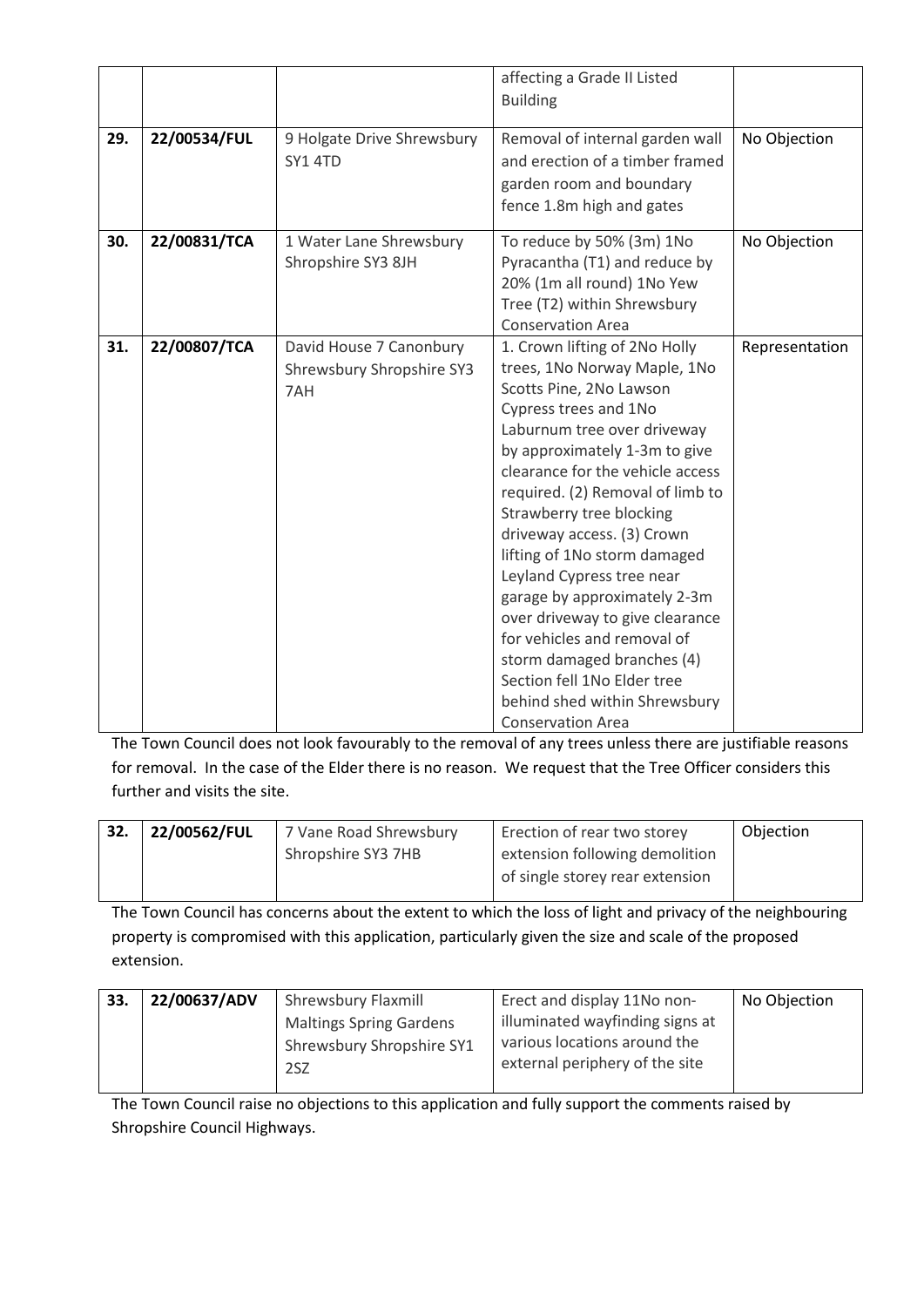|  |  |  | affecting a Grade II Listed Building |  |
| --- | --- | --- | --- | --- |
| 29. | 22/00534/FUL | 9 Holgate Drive Shrewsbury SY1 4TD | Removal of internal garden wall and erection of a timber framed garden room and boundary fence 1.8m high and gates | No Objection |
| 30. | 22/00831/TCA | 1 Water Lane Shrewsbury Shropshire SY3 8JH | To reduce by 50% (3m) 1No Pyracantha (T1) and reduce by 20% (1m all round) 1No Yew Tree (T2) within Shrewsbury Conservation Area | No Objection |
| 31. | 22/00807/TCA | David House 7 Canonbury Shrewsbury Shropshire SY3 7AH | 1. Crown lifting of 2No Holly trees, 1No Norway Maple, 1No Scotts Pine, 2No Lawson Cypress trees and 1No Laburnum tree over driveway by approximately 1-3m to give clearance for the vehicle access required. (2) Removal of limb to Strawberry tree blocking driveway access. (3) Crown lifting of 1No storm damaged Leyland Cypress tree near garage by approximately 2-3m over driveway to give clearance for vehicles and removal of storm damaged branches (4) Section fell 1No Elder tree behind shed within Shrewsbury Conservation Area | Representation |

The Town Council does not look favourably to the removal of any trees unless there are justifiable reasons for removal. In the case of the Elder there is no reason. We request that the Tree Officer considers this further and visits the site.

| 32. | 22/00562/FUL | 7 Vane Road Shrewsbury Shropshire SY3 7HB | Erection of rear two storey extension following demolition of single storey rear extension | Objection |
| --- | --- | --- | --- | --- |

The Town Council has concerns about the extent to which the loss of light and privacy of the neighbouring property is compromised with this application, particularly given the size and scale of the proposed extension.

| 33. | 22/00637/ADV | Shrewsbury Flaxmill Maltings Spring Gardens Shrewsbury Shropshire SY1 2SZ | Erect and display 11No non-illuminated wayfinding signs at various locations around the external periphery of the site | No Objection |
| --- | --- | --- | --- | --- |

The Town Council raise no objections to this application and fully support the comments raised by Shropshire Council Highways.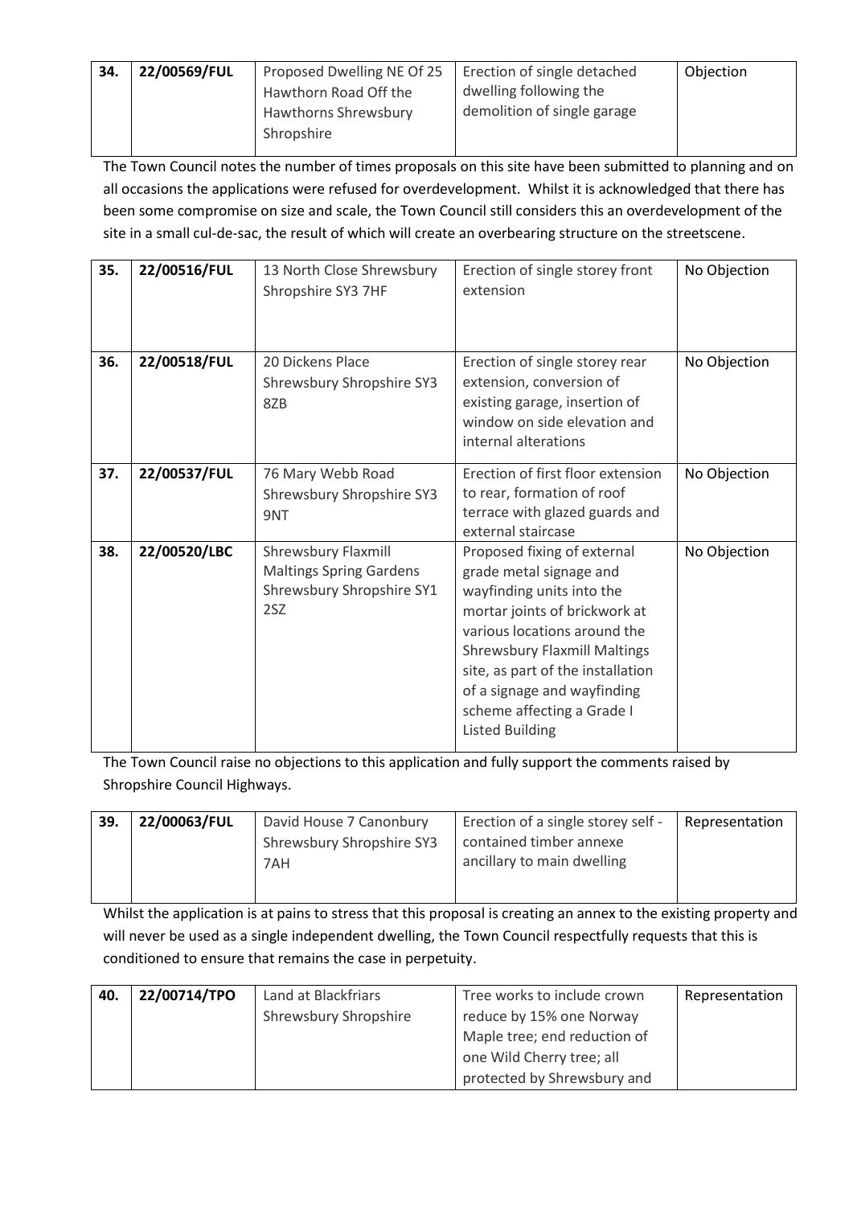| 34. | 22/00569/FUL | Proposed Dwelling NE Of 25 Hawthorn Road Off the Hawthorns Shrewsbury Shropshire | Erection of single detached dwelling following the demolition of single garage | Objection |
|---|---|---|---|---|

The Town Council notes the number of times proposals on this site have been submitted to planning and on all occasions the applications were refused for overdevelopment. Whilst it is acknowledged that there has been some compromise on size and scale, the Town Council still considers this an overdevelopment of the site in a small cul-de-sac, the result of which will create an overbearing structure on the streetscene.

| 35. | 22/00516/FUL | 13 North Close Shrewsbury Shropshire SY3 7HF | Erection of single storey front extension | No Objection |
|---|---|---|---|---|
| 36. | 22/00518/FUL | 20 Dickens Place Shrewsbury Shropshire SY3 8ZB | Erection of single storey rear extension, conversion of existing garage, insertion of window on side elevation and internal alterations | No Objection |
| 37. | 22/00537/FUL | 76 Mary Webb Road Shrewsbury Shropshire SY3 9NT | Erection of first floor extension to rear, formation of roof terrace with glazed guards and external staircase | No Objection |
| 38. | 22/00520/LBC | Shrewsbury Flaxmill Maltings Spring Gardens Shrewsbury Shropshire SY1 2SZ | Proposed fixing of external grade metal signage and wayfinding units into the mortar joints of brickwork at various locations around the Shrewsbury Flaxmill Maltings site, as part of the installation of a signage and wayfinding scheme affecting a Grade I Listed Building | No Objection |

The Town Council raise no objections to this application and fully support the comments raised by Shropshire Council Highways.

| 39. | 22/00063/FUL | David House 7 Canonbury Shrewsbury Shropshire SY3 7AH | Erection of a single storey self - contained timber annexe ancillary to main dwelling | Representation |
|---|---|---|---|---|

Whilst the application is at pains to stress that this proposal is creating an annex to the existing property and will never be used as a single independent dwelling, the Town Council respectfully requests that this is conditioned to ensure that remains the case in perpetuity.

| 40. | 22/00714/TPO | Land at Blackfriars Shrewsbury Shropshire | Tree works to include crown reduce by 15% one Norway Maple tree; end reduction of one Wild Cherry tree; all protected by Shrewsbury and | Representation |
|---|---|---|---|---|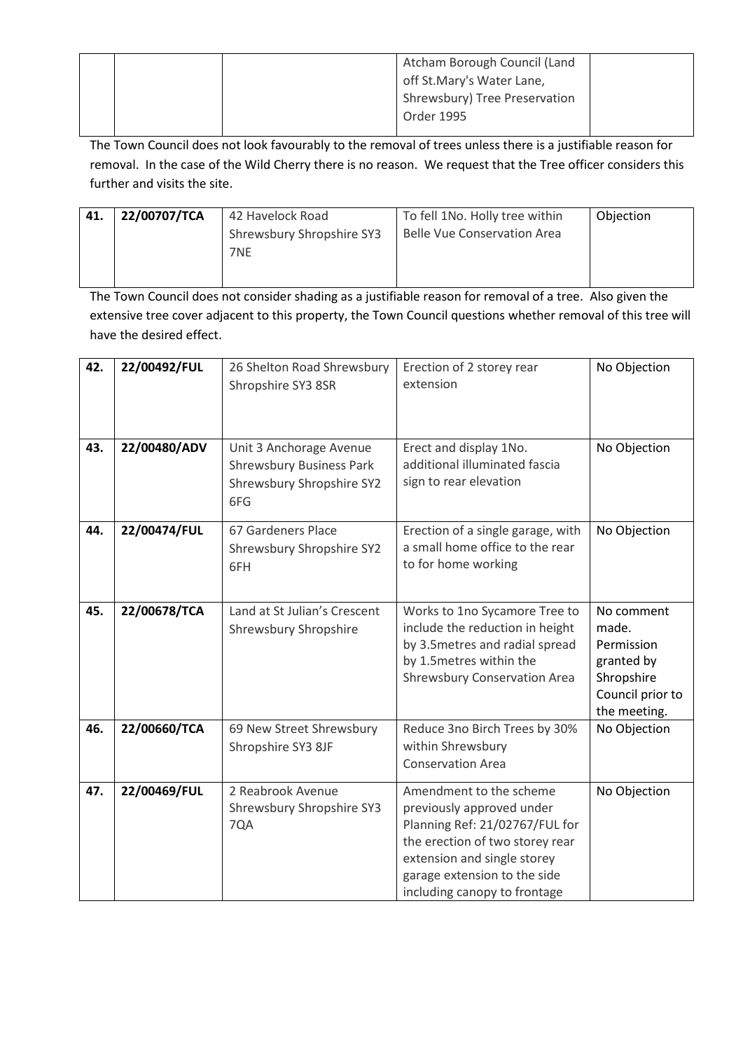| | | | Atcham Borough Council (Land off St.Mary's Water Lane, Shrewsbury) Tree Preservation Order 1995 | |
|---|---|---|---|---|

The Town Council does not look favourably to the removal of trees unless there is a justifiable reason for removal. In the case of the Wild Cherry there is no reason. We request that the Tree officer considers this further and visits the site.

| 41. | 22/00707/TCA | 42 Havelock Road Shrewsbury Shropshire SY3 7NE | To fell 1No. Holly tree within Belle Vue Conservation Area | Objection |
|---|---|---|---|---|

The Town Council does not consider shading as a justifiable reason for removal of a tree. Also given the extensive tree cover adjacent to this property, the Town Council questions whether removal of this tree will have the desired effect.

| 42. | 22/00492/FUL | 26 Shelton Road Shrewsbury Shropshire SY3 8SR | Erection of 2 storey rear extension | No Objection |
|---|---|---|---|---|
| 43. | 22/00480/ADV | Unit 3 Anchorage Avenue Shrewsbury Business Park Shrewsbury Shropshire SY2 6FG | Erect and display 1No. additional illuminated fascia sign to rear elevation | No Objection |
| 44. | 22/00474/FUL | 67 Gardeners Place Shrewsbury Shropshire SY2 6FH | Erection of a single garage, with a small home office to the rear to for home working | No Objection |
| 45. | 22/00678/TCA | Land at St Julian's Crescent Shrewsbury Shropshire | Works to 1no Sycamore Tree to include the reduction in height by 3.5metres and radial spread by 1.5metres within the Shrewsbury Conservation Area | No comment made. Permission granted by Shropshire Council prior to the meeting. |
| 46. | 22/00660/TCA | 69 New Street Shrewsbury Shropshire SY3 8JF | Reduce 3no Birch Trees by 30% within Shrewsbury Conservation Area | No Objection |
| 47. | 22/00469/FUL | 2 Reabrook Avenue Shrewsbury Shropshire SY3 7QA | Amendment to the scheme previously approved under Planning Ref: 21/02767/FUL for the erection of two storey rear extension and single storey garage extension to the side including canopy to frontage | No Objection |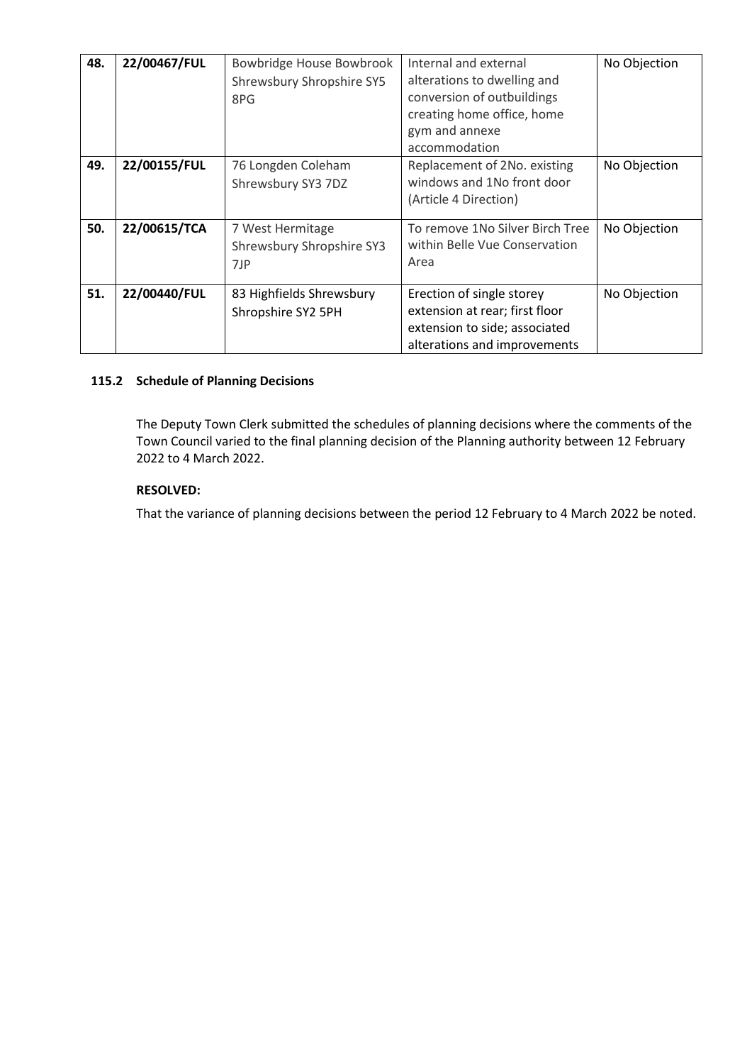| | | | | |
|---|---|---|---|---|
| **48.** | **22/00467/FUL** | Bowbridge House Bowbrook Shrewsbury Shropshire SY5 8PG | Internal and external alterations to dwelling and conversion of outbuildings creating home office, home gym and annexe accommodation | No Objection |
| **49.** | **22/00155/FUL** | 76 Longden Coleham Shrewsbury SY3 7DZ | Replacement of 2No. existing windows and 1No front door (Article 4 Direction) | No Objection |
| **50.** | **22/00615/TCA** | 7 West Hermitage Shrewsbury Shropshire SY3 7JP | To remove 1No Silver Birch Tree within Belle Vue Conservation Area | No Objection |
| **51.** | **22/00440/FUL** | 83 Highfields Shrewsbury Shropshire SY2 5PH | Erection of single storey extension at rear; first floor extension to side; associated alterations and improvements | No Objection |

### 115.2 Schedule of Planning Decisions

The Deputy Town Clerk submitted the schedules of planning decisions where the comments of the Town Council varied to the final planning decision of the Planning authority between 12 February 2022 to 4 March 2022.

**RESOLVED:**

That the variance of planning decisions between the period 12 February to 4 March 2022 be noted.